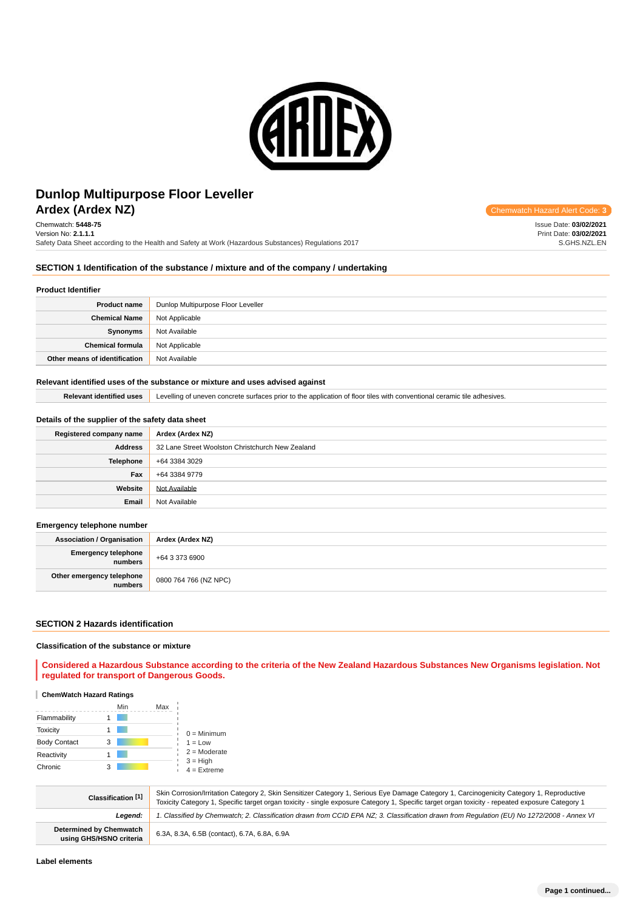# Dunlop Multipurpose Floor Leveller
## Ardex (Ardex NZ)

Chemwatch Hazard Alert Code: **3**

Chemwatch: **5448-75**
Version No: **2.1.1.1**
Safety Data Sheet according to the Health and Safety at Work (Hazardous Substances) Regulations 2017

Issue Date: **03/02/2021**
Print Date: **03/02/2021**
S.GHS.NZL.EN

## SECTION 1 Identification of the substance / mixture and of the company / undertaking

### Product Identifier

| | |
|---|---|
| **Product name** | Dunlop Multipurpose Floor Leveller |
| **Chemical Name** | Not Applicable |
| **Synonyms** | Not Available |
| **Chemical formula** | Not Applicable |
| **Other means of identification** | Not Available |

### Relevant identified uses of the substance or mixture and uses advised against

| | |
|---|---|
| **Relevant identified uses** | Levelling of uneven concrete surfaces prior to the application of floor tiles with conventional ceramic tile adhesives. |

### Details of the supplier of the safety data sheet

| | |
|---|---|
| **Registered company name** | **Ardex (Ardex NZ)** |
| **Address** | 32 Lane Street Woolston Christchurch New Zealand |
| **Telephone** | +64 3384 3029 |
| **Fax** | +64 3384 9779 |
| **Website** | Not Available |
| **Email** | Not Available |

### Emergency telephone number

| | |
|---|---|
| **Association / Organisation** | **Ardex (Ardex NZ)** |
| **Emergency telephone numbers** | +64 3 373 6900 |
| **Other emergency telephone numbers** | 0800 764 766 (NZ NPC) |

## SECTION 2 Hazards identification

### Classification of the substance or mixture

**Considered a Hazardous Substance according to the criteria of the New Zealand Hazardous Substances New Organisms legislation. Not regulated for transport of Dangerous Goods.**

**ChemWatch Hazard Ratings**

| | | Min | Max |
|---|---|---|---|
| Flammability | 1 | | |
| Toxicity | 1 | | |
| Body Contact | 3 | | |
| Reactivity | 1 | | |
| Chronic | 3 | | |

0 = Minimum
1 = Low
2 = Moderate
3 = High
4 = Extreme

| | |
|---|---|
| **Classification [1]** | Skin Corrosion/Irritation Category 2, Skin Sensitizer Category 1, Serious Eye Damage Category 1, Carcinogenicity Category 1, Reproductive Toxicity Category 1, Specific target organ toxicity - single exposure Category 1, Specific target organ toxicity - repeated exposure Category 1 |
| ***Legend:*** | *1. Classified by Chemwatch; 2. Classification drawn from CCID EPA NZ; 3. Classification drawn from Regulation (EU) No 1272/2008 - Annex VI* |
| **Determined by Chemwatch using GHS/HSNO criteria** | 6.3A, 8.3A, 6.5B (contact), 6.7A, 6.8A, 6.9A |

### Label elements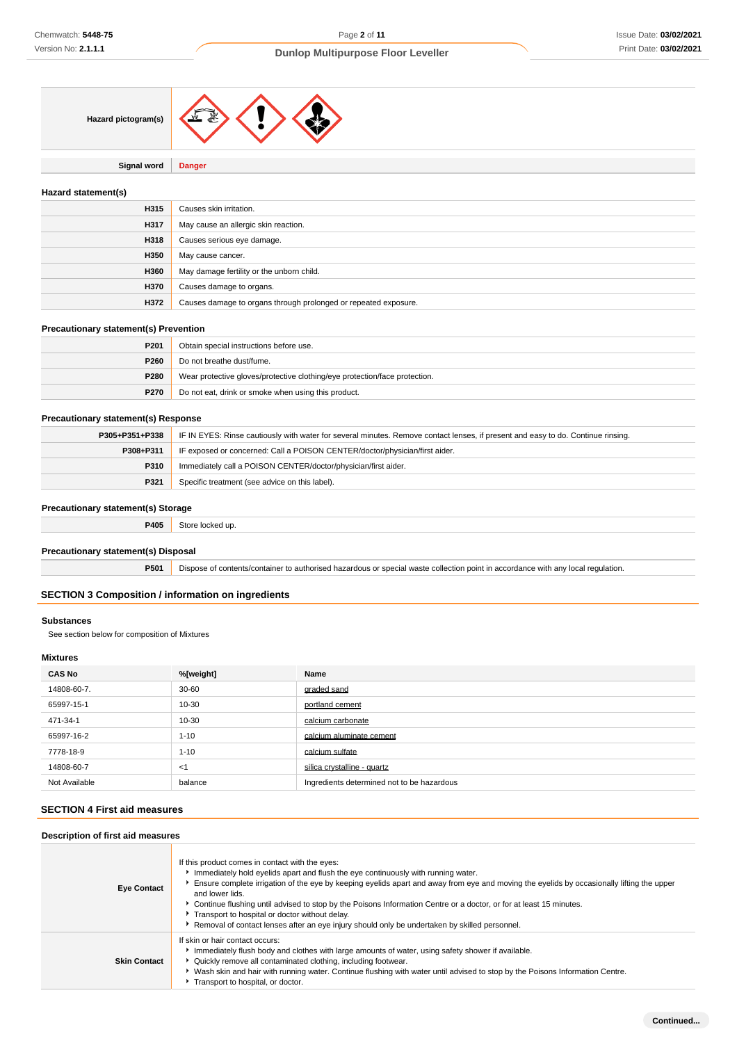| | |
|---|---|
| **Hazard pictogram(s)** | |
| **Signal word** | **Danger** |

### Hazard statement(s)

| | |
|---|---|
| **H315** | Causes skin irritation. |
| **H317** | May cause an allergic skin reaction. |
| **H318** | Causes serious eye damage. |
| **H350** | May cause cancer. |
| **H360** | May damage fertility or the unborn child. |
| **H370** | Causes damage to organs. |
| **H372** | Causes damage to organs through prolonged or repeated exposure. |

### Precautionary statement(s) Prevention

| | |
|---|---|
| **P201** | Obtain special instructions before use. |
| **P260** | Do not breathe dust/fume. |
| **P280** | Wear protective gloves/protective clothing/eye protection/face protection. |
| **P270** | Do not eat, drink or smoke when using this product. |

### Precautionary statement(s) Response

| | |
|---|---|
| **P305+P351+P338** | IF IN EYES: Rinse cautiously with water for several minutes. Remove contact lenses, if present and easy to do. Continue rinsing. |
| **P308+P311** | IF exposed or concerned: Call a POISON CENTER/doctor/physician/first aider. |
| **P310** | Immediately call a POISON CENTER/doctor/physician/first aider. |
| **P321** | Specific treatment (see advice on this label). |

### Precautionary statement(s) Storage

| | |
|---|---|
| **P405** | Store locked up. |

### Precautionary statement(s) Disposal

| | |
|---|---|
| **P501** | Dispose of contents/container to authorised hazardous or special waste collection point in accordance with any local regulation. |

## SECTION 3 Composition / information on ingredients

### Substances

See section below for composition of Mixtures

### Mixtures

| CAS No | %[weight] | Name |
|---|---|---|
| 14808-60-7. | 30-60 | graded sand |
| 65997-15-1 | 10-30 | portland cement |
| 471-34-1 | 10-30 | calcium carbonate |
| 65997-16-2 | 1-10 | calcium aluminate cement |
| 7778-18-9 | 1-10 | calcium sulfate |
| 14808-60-7 | <1 | silica crystalline - quartz |
| Not Available | balance | Ingredients determined not to be hazardous |

## SECTION 4 First aid measures

### Description of first aid measures

| | |
|---|---|
| **Eye Contact** | If this product comes in contact with the eyes:<br>▸ Immediately hold eyelids apart and flush the eye continuously with running water.<br>▸ Ensure complete irrigation of the eye by keeping eyelids apart and away from eye and moving the eyelids by occasionally lifting the upper and lower lids.<br>▸ Continue flushing until advised to stop by the Poisons Information Centre or a doctor, or for at least 15 minutes.<br>▸ Transport to hospital or doctor without delay.<br>▸ Removal of contact lenses after an eye injury should only be undertaken by skilled personnel. |
| **Skin Contact** | If skin or hair contact occurs:<br>▸ Immediately flush body and clothes with large amounts of water, using safety shower if available.<br>▸ Quickly remove all contaminated clothing, including footwear.<br>▸ Wash skin and hair with running water. Continue flushing with water until advised to stop by the Poisons Information Centre.<br>▸ Transport to hospital, or doctor. |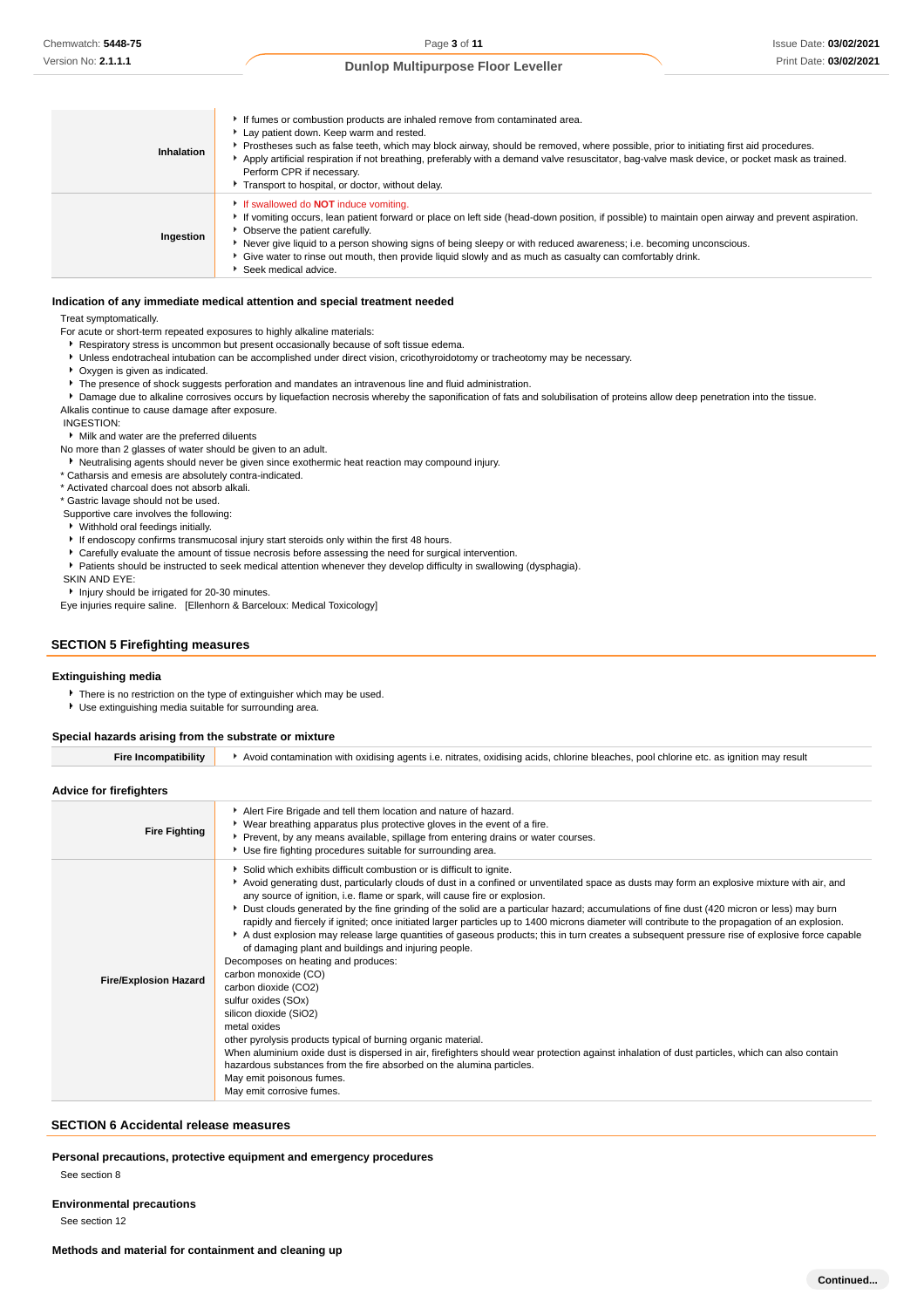| | |
|---|---|
| **Inhalation** | ▸ If fumes or combustion products are inhaled remove from contaminated area.<br>▸ Lay patient down. Keep warm and rested.<br>▸ Prostheses such as false teeth, which may block airway, should be removed, where possible, prior to initiating first aid procedures.<br>▸ Apply artificial respiration if not breathing, preferably with a demand valve resuscitator, bag-valve mask device, or pocket mask as trained. Perform CPR if necessary.<br>▸ Transport to hospital, or doctor, without delay. |
| **Ingestion** | ▸ If swallowed do **NOT** induce vomiting.<br>▸ If vomiting occurs, lean patient forward or place on left side (head-down position, if possible) to maintain open airway and prevent aspiration.<br>▸ Observe the patient carefully.<br>▸ Never give liquid to a person showing signs of being sleepy or with reduced awareness; i.e. becoming unconscious.<br>▸ Give water to rinse out mouth, then provide liquid slowly and as much as casualty can comfortably drink.<br>▸ Seek medical advice. |

### Indication of any immediate medical attention and special treatment needed

Treat symptomatically.
For acute or short-term repeated exposures to highly alkaline materials:

- Respiratory stress is uncommon but present occasionally because of soft tissue edema.
- Unless endotracheal intubation can be accomplished under direct vision, cricothyroidotomy or tracheotomy may be necessary.
- Oxygen is given as indicated.
- The presence of shock suggests perforation and mandates an intravenous line and fluid administration.
- Damage due to alkaline corrosives occurs by liquefaction necrosis whereby the saponification of fats and solubilisation of proteins allow deep penetration into the tissue.

Alkalis continue to cause damage after exposure.
INGESTION:

- Milk and water are the preferred diluents

No more than 2 glasses of water should be given to an adult.

- Neutralising agents should never be given since exothermic heat reaction may compound injury.

* Catharsis and emesis are absolutely contra-indicated.
* Activated charcoal does not absorb alkali.
* Gastric lavage should not be used.

Supportive care involves the following:

- Withhold oral feedings initially.
- If endoscopy confirms transmucosal injury start steroids only within the first 48 hours.
- Carefully evaluate the amount of tissue necrosis before assessing the need for surgical intervention.
- Patients should be instructed to seek medical attention whenever they develop difficulty in swallowing (dysphagia).

SKIN AND EYE:

- Injury should be irrigated for 20-30 minutes.

Eye injuries require saline. [Ellenhorn & Barceloux: Medical Toxicology]

## SECTION 5 Firefighting measures

### Extinguishing media

- There is no restriction on the type of extinguisher which may be used.
- Use extinguishing media suitable for surrounding area.

### Special hazards arising from the substrate or mixture

| | |
|---|---|
| **Fire Incompatibility** | ▸ Avoid contamination with oxidising agents i.e. nitrates, oxidising acids, chlorine bleaches, pool chlorine etc. as ignition may result |

### Advice for firefighters

| | |
|---|---|
| **Fire Fighting** | ▸ Alert Fire Brigade and tell them location and nature of hazard.<br>▸ Wear breathing apparatus plus protective gloves in the event of a fire.<br>▸ Prevent, by any means available, spillage from entering drains or water courses.<br>▸ Use fire fighting procedures suitable for surrounding area. |
| **Fire/Explosion Hazard** | ▸ Solid which exhibits difficult combustion or is difficult to ignite.<br>▸ Avoid generating dust, particularly clouds of dust in a confined or unventilated space as dusts may form an explosive mixture with air, and any source of ignition, i.e. flame or spark, will cause fire or explosion.<br>▸ Dust clouds generated by the fine grinding of the solid are a particular hazard; accumulations of fine dust (420 micron or less) may burn rapidly and fiercely if ignited; once initiated larger particles up to 1400 microns diameter will contribute to the propagation of an explosion.<br>▸ A dust explosion may release large quantities of gaseous products; this in turn creates a subsequent pressure rise of explosive force capable of damaging plant and buildings and injuring people.<br>Decomposes on heating and produces:<br>carbon monoxide (CO)<br>carbon dioxide ($CO_2$)<br>sulfur oxides (SOx)<br>silicon dioxide ($SiO_2$)<br>metal oxides<br>other pyrolysis products typical of burning organic material.<br>When aluminium oxide dust is dispersed in air, firefighters should wear protection against inhalation of dust particles, which can also contain hazardous substances from the fire absorbed on the alumina particles.<br>May emit poisonous fumes.<br>May emit corrosive fumes. |

## SECTION 6 Accidental release measures

### Personal precautions, protective equipment and emergency procedures

See section 8

### Environmental precautions

See section 12

### Methods and material for containment and cleaning up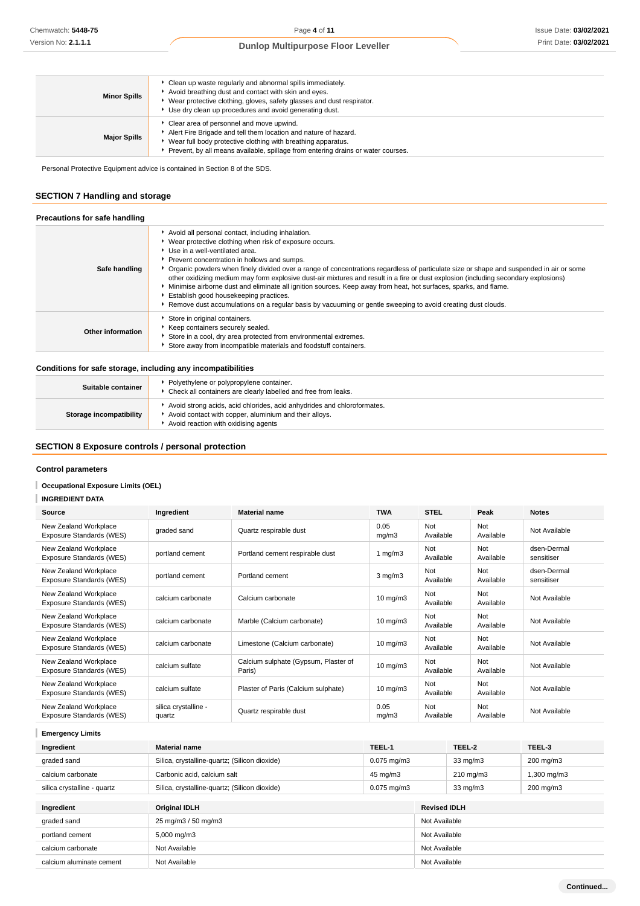| | |
|---|---|
| **Minor Spills** | - Clean up waste regularly and abnormal spills immediately.<br>- Avoid breathing dust and contact with skin and eyes.<br>- Wear protective clothing, gloves, safety glasses and dust respirator.<br>- Use dry clean up procedures and avoid generating dust. |
| **Major Spills** | - Clear area of personnel and move upwind.<br>- Alert Fire Brigade and tell them location and nature of hazard.<br>- Wear full body protective clothing with breathing apparatus.<br>- Prevent, by all means available, spillage from entering drains or water courses. |

Personal Protective Equipment advice is contained in Section 8 of the SDS.

## SECTION 7 Handling and storage

### Precautions for safe handling

| | |
|---|---|
| **Safe handling** | - Avoid all personal contact, including inhalation.<br>- Wear protective clothing when risk of exposure occurs.<br>- Use in a well-ventilated area.<br>- Prevent concentration in hollows and sumps.<br>- Organic powders when finely divided over a range of concentrations regardless of particulate size or shape and suspended in air or some other oxidizing medium may form explosive dust-air mixtures and result in a fire or dust explosion (including secondary explosions)<br>- Minimise airborne dust and eliminate all ignition sources. Keep away from heat, hot surfaces, sparks, and flame.<br>- Establish good housekeeping practices.<br>- Remove dust accumulations on a regular basis by vacuuming or gentle sweeping to avoid creating dust clouds. |
| **Other information** | - Store in original containers.<br>- Keep containers securely sealed.<br>- Store in a cool, dry area protected from environmental extremes.<br>- Store away from incompatible materials and foodstuff containers. |

### Conditions for safe storage, including any incompatibilities

| | |
|---|---|
| **Suitable container** | - Polyethylene or polypropylene container.<br>- Check all containers are clearly labelled and free from leaks. |
| **Storage incompatibility** | - Avoid strong acids, acid chlorides, acid anhydrides and chloroformates.<br>- Avoid contact with copper, aluminium and their alloys.<br>- Avoid reaction with oxidising agents |

## SECTION 8 Exposure controls / personal protection

### Control parameters

**Occupational Exposure Limits (OEL)**

**INGREDIENT DATA**

| Source | Ingredient | Material name | TWA | STEL | Peak | Notes |
|---|---|---|---|---|---|---|
| New Zealand Workplace Exposure Standards (WES) | graded sand | Quartz respirable dust | 0.05 mg/m3 | Not Available | Not Available | Not Available |
| New Zealand Workplace Exposure Standards (WES) | portland cement | Portland cement respirable dust | 1 mg/m3 | Not Available | Not Available | dsen-Dermal sensitiser |
| New Zealand Workplace Exposure Standards (WES) | portland cement | Portland cement | 3 mg/m3 | Not Available | Not Available | dsen-Dermal sensitiser |
| New Zealand Workplace Exposure Standards (WES) | calcium carbonate | Calcium carbonate | 10 mg/m3 | Not Available | Not Available | Not Available |
| New Zealand Workplace Exposure Standards (WES) | calcium carbonate | Marble (Calcium carbonate) | 10 mg/m3 | Not Available | Not Available | Not Available |
| New Zealand Workplace Exposure Standards (WES) | calcium carbonate | Limestone (Calcium carbonate) | 10 mg/m3 | Not Available | Not Available | Not Available |
| New Zealand Workplace Exposure Standards (WES) | calcium sulfate | Calcium sulphate (Gypsum, Plaster of Paris) | 10 mg/m3 | Not Available | Not Available | Not Available |
| New Zealand Workplace Exposure Standards (WES) | calcium sulfate | Plaster of Paris (Calcium sulphate) | 10 mg/m3 | Not Available | Not Available | Not Available |
| New Zealand Workplace Exposure Standards (WES) | silica crystalline - quartz | Quartz respirable dust | 0.05 mg/m3 | Not Available | Not Available | Not Available |

**Emergency Limits**

| Ingredient | Material name | TEEL-1 | TEEL-2 | TEEL-3 |
|---|---|---|---|---|
| graded sand | Silica, crystalline-quartz; (Silicon dioxide) | 0.075 mg/m3 | 33 mg/m3 | 200 mg/m3 |
| calcium carbonate | Carbonic acid, calcium salt | 45 mg/m3 | 210 mg/m3 | 1,300 mg/m3 |
| silica crystalline - quartz | Silica, crystalline-quartz; (Silicon dioxide) | 0.075 mg/m3 | 33 mg/m3 | 200 mg/m3 |

| Ingredient | Original IDLH | Revised IDLH |
|---|---|---|
| graded sand | 25 mg/m3 / 50 mg/m3 | Not Available |
| portland cement | 5,000 mg/m3 | Not Available |
| calcium carbonate | Not Available | Not Available |
| calcium aluminate cement | Not Available | Not Available |

**Continued...**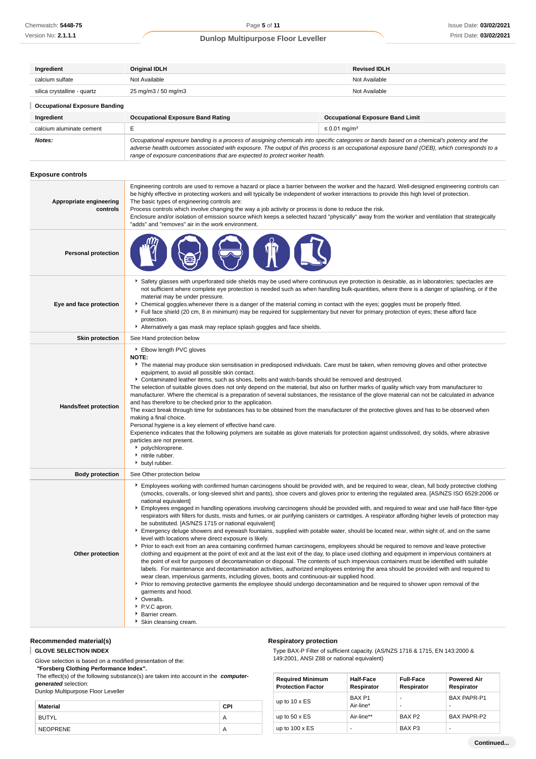| Ingredient | Original IDLH | Revised IDLH |
| --- | --- | --- |
| calcium sulfate | Not Available | Not Available |
| silica crystalline - quartz | 25 mg/m3 / 50 mg/m3 | Not Available |

### Occupational Exposure Banding

| Ingredient | Occupational Exposure Band Rating | Occupational Exposure Band Limit |
| --- | --- | --- |
| calcium aluminate cement | E | ≤ 0.01 mg/m³ |
| ***Notes:*** | *Occupational exposure banding is a process of assigning chemicals into specific categories or bands based on a chemical's potency and the adverse health outcomes associated with exposure. The output of this process is an occupational exposure band (OEB), which corresponds to a range of exposure concentrations that are expected to protect worker health.* | |

## Exposure controls

| | |
| --- | --- |
| **Appropriate engineering controls** | Engineering controls are used to remove a hazard or place a barrier between the worker and the hazard. Well-designed engineering controls can be highly effective in protecting workers and will typically be independent of worker interactions to provide this high level of protection. The basic types of engineering controls are: Process controls which involve changing the way a job activity or process is done to reduce the risk. Enclosure and/or isolation of emission source which keeps a selected hazard "physically" away from the worker and ventilation that strategically "adds" and "removes" air in the work environment. |
| **Personal protection** | |
| **Eye and face protection** | • Safety glasses with unperforated side shields may be used where continuous eye protection is desirable, as in laboratories; spectacles are not sufficient where complete eye protection is needed such as when handling bulk-quantities, where there is a danger of splashing, or if the material may be under pressure. • Chemical goggles.whenever there is a danger of the material coming in contact with the eyes; goggles must be properly fitted. • Full face shield (20 cm, 8 in minimum) may be required for supplementary but never for primary protection of eyes; these afford face protection. • Alternatively a gas mask may replace splash goggles and face shields. |
| **Skin protection** | See Hand protection below |
| **Hands/feet protection** | • Elbow length PVC gloves **NOTE:** • The material may produce skin sensitisation in predisposed individuals. Care must be taken, when removing gloves and other protective equipment, to avoid all possible skin contact. • Contaminated leather items, such as shoes, belts and watch-bands should be removed and destroyed. The selection of suitable gloves does not only depend on the material, but also on further marks of quality which vary from manufacturer to manufacturer. Where the chemical is a preparation of several substances, the resistance of the glove material can not be calculated in advance and has therefore to be checked prior to the application. The exact break through time for substances has to be obtained from the manufacturer of the protective gloves and has to be observed when making a final choice. Personal hygiene is a key element of effective hand care. Experience indicates that the following polymers are suitable as glove materials for protection against undissolved, dry solids, where abrasive particles are not present. • polychloroprene. • nitrile rubber. • butyl rubber. |
| **Body protection** | See Other protection below |
| **Other protection** | • Employees working with confirmed human carcinogens should be provided with, and be required to wear, clean, full body protective clothing (smocks, coveralls, or long-sleeved shirt and pants), shoe covers and gloves prior to entering the regulated area. [AS/NZS ISO 6529:2006 or national equivalent] • Employees engaged in handling operations involving carcinogens should be provided with, and required to wear and use half-face filter-type respirators with filters for dusts, mists and fumes, or air purifying canisters or cartridges. A respirator affording higher levels of protection may be substituted. [AS/NZS 1715 or national equivalent] • Emergency deluge showers and eyewash fountains, supplied with potable water, should be located near, within sight of, and on the same level with locations where direct exposure is likely. • Prior to each exit from an area containing confirmed human carcinogens, employees should be required to remove and leave protective clothing and equipment at the point of exit and at the last exit of the day, to place used clothing and equipment in impervious containers at the point of exit for purposes of decontamination or disposal. The contents of such impervious containers must be identified with suitable labels. For maintenance and decontamination activities, authorized employees entering the area should be provided with and required to wear clean, impervious garments, including gloves, boots and continuous-air supplied hood. • Prior to removing protective garments the employee should undergo decontamination and be required to shower upon removal of the garments and hood. • Overalls. • P.V.C apron. • Barrier cream. • Skin cleansing cream. |

### Recommended material(s)

**GLOVE SELECTION INDEX**

Glove selection is based on a modified presentation of the:
***"Forsberg Clothing Performance Index".***
The effect(s) of the following substance(s) are taken into account in the ***computer-generated*** selection:
Dunlop Multipurpose Floor Leveller

| Material | CPI |
| --- | --- |
| BUTYL | A |
| NEOPRENE | A |

### Respiratory protection

Type BAX-P Filter of sufficient capacity. (AS/NZS 1716 & 1715, EN 143:2000 & 149:2001, ANSI Z88 or national equivalent)

| Required Minimum Protection Factor | Half-Face Respirator | Full-Face Respirator | Powered Air Respirator |
| --- | --- | --- | --- |
| up to 10 x ES | BAX P1 Air-line* | - - | BAX PAPR-P1 - |
| up to 50 x ES | Air-line** | BAX P2 | BAX PAPR-P2 |
| up to 100 x ES | - | BAX P3 | - |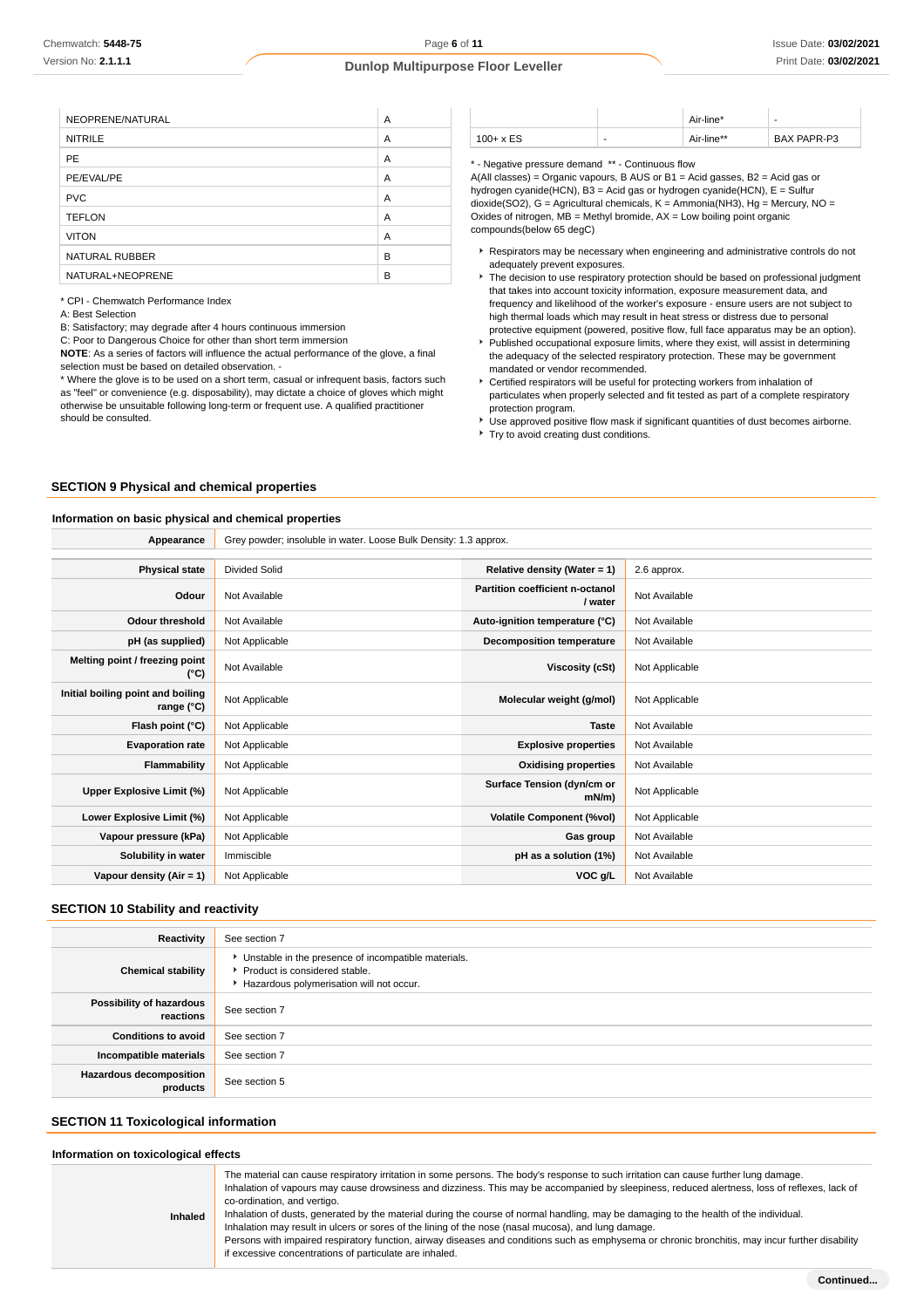| | |
|---|---|
| NEOPRENE/NATURAL | A |
| NITRILE | A |
| PE | A |
| PE/EVAL/PE | A |
| PVC | A |
| TEFLON | A |
| VITON | A |
| NATURAL RUBBER | B |
| NATURAL+NEOPRENE | B |

* CPI - Chemwatch Performance Index
A: Best Selection
B: Satisfactory; may degrade after 4 hours continuous immersion
C: Poor to Dangerous Choice for other than short term immersion
**NOTE**: As a series of factors will influence the actual performance of the glove, a final selection must be based on detailed observation. -
* Where the glove is to be used on a short term, casual or infrequent basis, factors such as "feel" or convenience (e.g. disposability), may dictate a choice of gloves which might otherwise be unsuitable following long-term or frequent use. A qualified practitioner should be consulted.

| | | | |
|---|---|---|---|
| | | Air-line* | - |
| 100+ x ES | - | Air-line** | BAX PAPR-P3 |

* - Negative pressure demand ** - Continuous flow
A(All classes) = Organic vapours, B AUS or B1 = Acid gasses, B2 = Acid gas or hydrogen cyanide(HCN), B3 = Acid gas or hydrogen cyanide(HCN), E = Sulfur dioxide(SO2), G = Agricultural chemicals, K = Ammonia(NH3), Hg = Mercury, NO = Oxides of nitrogen, MB = Methyl bromide, AX = Low boiling point organic compounds(below 65 degC)

- Respirators may be necessary when engineering and administrative controls do not adequately prevent exposures.
- The decision to use respiratory protection should be based on professional judgment that takes into account toxicity information, exposure measurement data, and frequency and likelihood of the worker's exposure - ensure users are not subject to high thermal loads which may result in heat stress or distress due to personal protective equipment (powered, positive flow, full face apparatus may be an option).
- Published occupational exposure limits, where they exist, will assist in determining the adequacy of the selected respiratory protection. These may be government mandated or vendor recommended.
- Certified respirators will be useful for protecting workers from inhalation of particulates when properly selected and fit tested as part of a complete respiratory protection program.
- Use approved positive flow mask if significant quantities of dust becomes airborne.
- Try to avoid creating dust conditions.

## SECTION 9 Physical and chemical properties

### Information on basic physical and chemical properties

| | | | |
|---|---|---|---|
| **Appearance** | Grey powder; insoluble in water. Loose Bulk Density: 1.3 approx. | | |
| **Physical state** | Divided Solid | **Relative density (Water = 1)** | 2.6 approx. |
| **Odour** | Not Available | **Partition coefficient n-octanol / water** | Not Available |
| **Odour threshold** | Not Available | **Auto-ignition temperature (°C)** | Not Available |
| **pH (as supplied)** | Not Applicable | **Decomposition temperature** | Not Available |
| **Melting point / freezing point (°C)** | Not Available | **Viscosity (cSt)** | Not Applicable |
| **Initial boiling point and boiling range (°C)** | Not Applicable | **Molecular weight (g/mol)** | Not Applicable |
| **Flash point (°C)** | Not Applicable | **Taste** | Not Available |
| **Evaporation rate** | Not Applicable | **Explosive properties** | Not Available |
| **Flammability** | Not Applicable | **Oxidising properties** | Not Available |
| **Upper Explosive Limit (%)** | Not Applicable | **Surface Tension (dyn/cm or mN/m)** | Not Applicable |
| **Lower Explosive Limit (%)** | Not Applicable | **Volatile Component (%vol)** | Not Applicable |
| **Vapour pressure (kPa)** | Not Applicable | **Gas group** | Not Available |
| **Solubility in water** | Immiscible | **pH as a solution (1%)** | Not Available |
| **Vapour density (Air = 1)** | Not Applicable | **VOC g/L** | Not Available |

## SECTION 10 Stability and reactivity

| | |
|---|---|
| **Reactivity** | See section 7 |
| **Chemical stability** | • Unstable in the presence of incompatible materials.<br>• Product is considered stable.<br>• Hazardous polymerisation will not occur. |
| **Possibility of hazardous reactions** | See section 7 |
| **Conditions to avoid** | See section 7 |
| **Incompatible materials** | See section 7 |
| **Hazardous decomposition products** | See section 5 |

## SECTION 11 Toxicological information

### Information on toxicological effects

| | |
|---|---|
| **Inhaled** | The material can cause respiratory irritation in some persons. The body's response to such irritation can cause further lung damage.<br>Inhalation of vapours may cause drowsiness and dizziness. This may be accompanied by sleepiness, reduced alertness, loss of reflexes, lack of co-ordination, and vertigo.<br>Inhalation of dusts, generated by the material during the course of normal handling, may be damaging to the health of the individual.<br>Inhalation may result in ulcers or sores of the lining of the nose (nasal mucosa), and lung damage.<br>Persons with impaired respiratory function, airway diseases and conditions such as emphysema or chronic bronchitis, may incur further disability if excessive concentrations of particulate are inhaled. |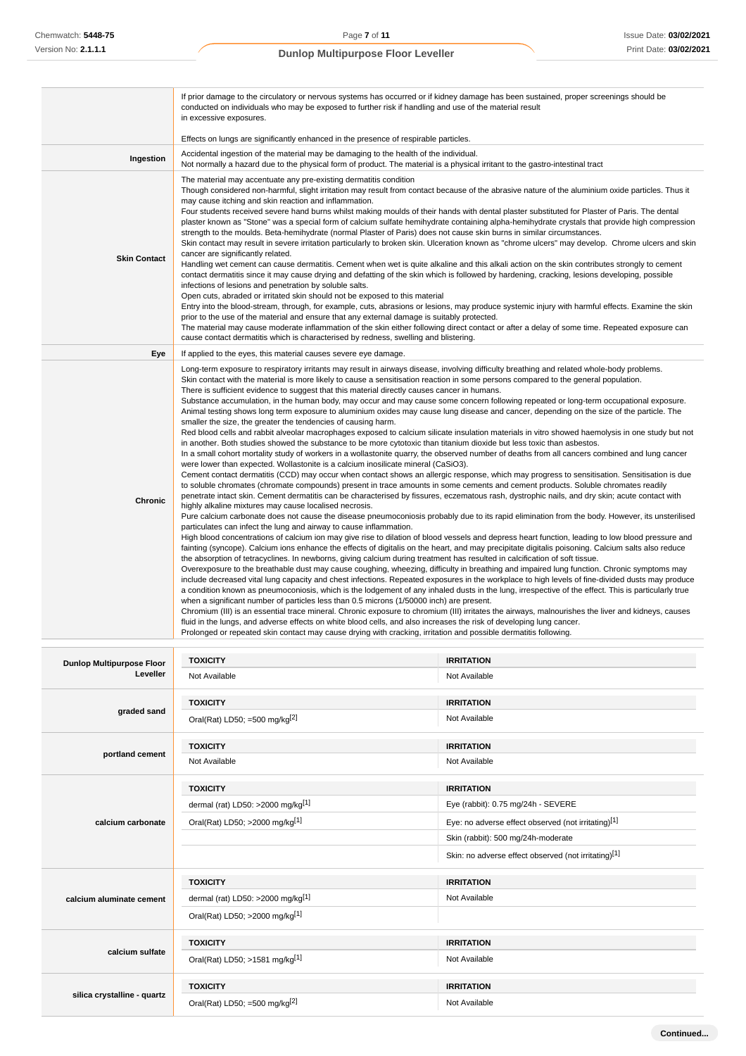| | |
|---|---|
| | If prior damage to the circulatory or nervous systems has occurred or if kidney damage has been sustained, proper screenings should be conducted on individuals who may be exposed to further risk if handling and use of the material result in excessive exposures.<br><br>Effects on lungs are significantly enhanced in the presence of respirable particles. |
| **Ingestion** | Accidental ingestion of the material may be damaging to the health of the individual.<br>Not normally a hazard due to the physical form of product. The material is a physical irritant to the gastro-intestinal tract |
| **Skin Contact** | The material may accentuate any pre-existing dermatitis condition<br>Though considered non-harmful, slight irritation may result from contact because of the abrasive nature of the aluminium oxide particles. Thus it may cause itching and skin reaction and inflammation.<br>Four students received severe hand burns whilst making moulds of their hands with dental plaster substituted for Plaster of Paris. The dental plaster known as "Stone" was a special form of calcium sulfate hemihydrate containing alpha-hemihydrate crystals that provide high compression strength to the moulds. Beta-hemihydrate (normal Plaster of Paris) does not cause skin burns in similar circumstances.<br>Skin contact may result in severe irritation particularly to broken skin. Ulceration known as "chrome ulcers" may develop. Chrome ulcers and skin cancer are significantly related.<br>Handling wet cement can cause dermatitis. Cement when wet is quite alkaline and this alkali action on the skin contributes strongly to cement contact dermatitis since it may cause drying and defatting of the skin which is followed by hardening, cracking, lesions developing, possible infections of lesions and penetration by soluble salts.<br>Open cuts, abraded or irritated skin should not be exposed to this material<br>Entry into the blood-stream, through, for example, cuts, abrasions or lesions, may produce systemic injury with harmful effects. Examine the skin prior to the use of the material and ensure that any external damage is suitably protected.<br>The material may cause moderate inflammation of the skin either following direct contact or after a delay of some time. Repeated exposure can cause contact dermatitis which is characterised by redness, swelling and blistering. |
| **Eye** | If applied to the eyes, this material causes severe eye damage. |
| **Chronic** | Long-term exposure to respiratory irritants may result in airways disease, involving difficulty breathing and related whole-body problems.<br>Skin contact with the material is more likely to cause a sensitisation reaction in some persons compared to the general population.<br>There is sufficient evidence to suggest that this material directly causes cancer in humans.<br>Substance accumulation, in the human body, may occur and may cause some concern following repeated or long-term occupational exposure.<br>Animal testing shows long term exposure to aluminium oxides may cause lung disease and cancer, depending on the size of the particle. The smaller the size, the greater the tendencies of causing harm.<br>Red blood cells and rabbit alveolar macrophages exposed to calcium silicate insulation materials in vitro showed haemolysis in one study but not in another. Both studies showed the substance to be more cytotoxic than titanium dioxide but less toxic than asbestos.<br>In a small cohort mortality study of workers in a wollastonite quarry, the observed number of deaths from all cancers combined and lung cancer were lower than expected. Wollastonite is a calcium inosilicate mineral ($CaSiO_3$).<br>Cement contact dermatitis (CCD) may occur when contact shows an allergic response, which may progress to sensitisation. Sensitisation is due to soluble chromates (chromate compounds) present in trace amounts in some cements and cement products. Soluble chromates readily penetrate intact skin. Cement dermatitis can be characterised by fissures, eczematous rash, dystrophic nails, and dry skin; acute contact with highly alkaline mixtures may cause localised necrosis.<br>Pure calcium carbonate does not cause the disease pneumoconiosis probably due to its rapid elimination from the body. However, its unsterilised particulates can infect the lung and airway to cause inflammation.<br>High blood concentrations of calcium ion may give rise to dilation of blood vessels and depress heart function, leading to low blood pressure and fainting (syncope). Calcium ions enhance the effects of digitalis on the heart, and may precipitate digitalis poisoning. Calcium salts also reduce the absorption of tetracyclines. In newborns, giving calcium during treatment has resulted in calcification of soft tissue.<br>Overexposure to the breathable dust may cause coughing, wheezing, difficulty in breathing and impaired lung function. Chronic symptoms may include decreased vital lung capacity and chest infections. Repeated exposures in the workplace to high levels of fine-divided dusts may produce a condition known as pneumoconiosis, which is the lodgement of any inhaled dusts in the lung, irrespective of the effect. This is particularly true when a significant number of particles less than 0.5 microns (1/50000 inch) are present.<br>Chromium (III) is an essential trace mineral. Chronic exposure to chromium (III) irritates the airways, malnourishes the liver and kidneys, causes fluid in the lungs, and adverse effects on white blood cells, and also increases the risk of developing lung cancer.<br>Prolonged or repeated skin contact may cause drying with cracking, irritation and possible dermatitis following. |

| | TOXICITY | IRRITATION |
|---|---|---|
| **Dunlop Multipurpose Floor Leveller** | Not Available | Not Available |
| **graded sand** | Oral(Rat) LD50; =500 mg/kg[2] | Not Available |
| **portland cement** | Not Available | Not Available |
| **calcium carbonate** | dermal (rat) LD50: >2000 mg/kg[1] | Eye (rabbit): 0.75 mg/24h - SEVERE |
| | Oral(Rat) LD50; >2000 mg/kg[1] | Eye: no adverse effect observed (not irritating)[1] |
| | | Skin (rabbit): 500 mg/24h-moderate |
| | | Skin: no adverse effect observed (not irritating)[1] |
| **calcium aluminate cement** | dermal (rat) LD50: >2000 mg/kg[1] | Not Available |
| | Oral(Rat) LD50; >2000 mg/kg[1] | |
| **calcium sulfate** | Oral(Rat) LD50; >1581 mg/kg[1] | Not Available |
| **silica crystalline - quartz** | Oral(Rat) LD50; =500 mg/kg[2] | Not Available |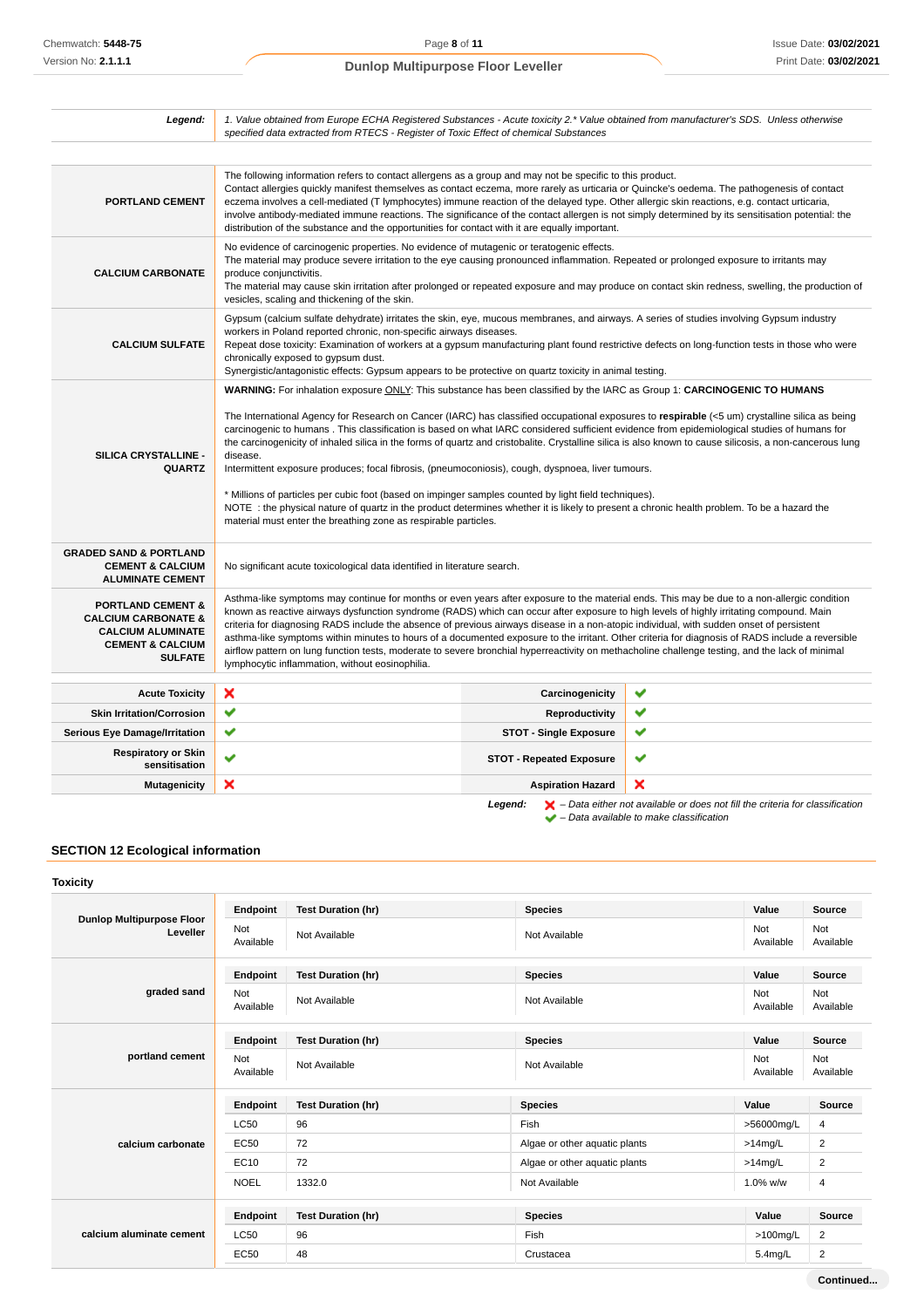| | |
|---|---|
| **Legend:** | *1. Value obtained from Europe ECHA Registered Substances - Acute toxicity 2.\* Value obtained from manufacturer's SDS. Unless otherwise specified data extracted from RTECS - Register of Toxic Effect of chemical Substances* |

| | |
|---|---|
| **PORTLAND CEMENT** | The following information refers to contact allergens as a group and may not be specific to this product.<br>Contact allergies quickly manifest themselves as contact eczema, more rarely as urticaria or Quincke's oedema. The pathogenesis of contact eczema involves a cell-mediated (T lymphocytes) immune reaction of the delayed type. Other allergic skin reactions, e.g. contact urticaria, involve antibody-mediated immune reactions. The significance of the contact allergen is not simply determined by its sensitisation potential: the distribution of the substance and the opportunities for contact with it are equally important. |
| **CALCIUM CARBONATE** | No evidence of carcinogenic properties. No evidence of mutagenic or teratogenic effects.<br>The material may produce severe irritation to the eye causing pronounced inflammation. Repeated or prolonged exposure to irritants may produce conjunctivitis.<br>The material may cause skin irritation after prolonged or repeated exposure and may produce on contact skin redness, swelling, the production of vesicles, scaling and thickening of the skin. |
| **CALCIUM SULFATE** | Gypsum (calcium sulfate dehydrate) irritates the skin, eye, mucous membranes, and airways. A series of studies involving Gypsum industry workers in Poland reported chronic, non-specific airways diseases.<br>Repeat dose toxicity: Examination of workers at a gypsum manufacturing plant found restrictive defects on long-function tests in those who were chronically exposed to gypsum dust.<br>Synergistic/antagonistic effects: Gypsum appears to be protective on quartz toxicity in animal testing. |
| **SILICA CRYSTALLINE - QUARTZ** | **WARNING:** For inhalation exposure ONLY: This substance has been classified by the IARC as Group 1: **CARCINOGENIC TO HUMANS**<br><br>The International Agency for Research on Cancer (IARC) has classified occupational exposures to **respirable** (<5 um) crystalline silica as being carcinogenic to humans . This classification is based on what IARC considered sufficient evidence from epidemiological studies of humans for the carcinogenicity of inhaled silica in the forms of quartz and cristobalite. Crystalline silica is also known to cause silicosis, a non-cancerous lung disease.<br>Intermittent exposure produces; focal fibrosis, (pneumoconiosis), cough, dyspnoea, liver tumours.<br><br>\* Millions of particles per cubic foot (based on impinger samples counted by light field techniques).<br>NOTE : the physical nature of quartz in the product determines whether it is likely to present a chronic health problem. To be a hazard the material must enter the breathing zone as respirable particles. |
| **GRADED SAND & PORTLAND CEMENT & CALCIUM ALUMINATE CEMENT** | No significant acute toxicological data identified in literature search. |
| **PORTLAND CEMENT & CALCIUM CARBONATE & CALCIUM ALUMINATE CEMENT & CALCIUM SULFATE** | Asthma-like symptoms may continue for months or even years after exposure to the material ends. This may be due to a non-allergic condition known as reactive airways dysfunction syndrome (RADS) which can occur after exposure to high levels of highly irritating compound. Main criteria for diagnosing RADS include the absence of previous airways disease in a non-atopic individual, with sudden onset of persistent asthma-like symptoms within minutes to hours of a documented exposure to the irritant. Other criteria for diagnosis of RADS include a reversible airflow pattern on lung function tests, moderate to severe bronchial hyperreactivity on methacholine challenge testing, and the lack of minimal lymphocytic inflammation, without eosinophilia. |

| | | | |
|---|---|---|---|
| **Acute Toxicity** | ✘ | **Carcinogenicity** | ✔ |
| **Skin Irritation/Corrosion** | ✔ | **Reproductivity** | ✔ |
| **Serious Eye Damage/Irritation** | ✔ | **STOT - Single Exposure** | ✔ |
| **Respiratory or Skin sensitisation** | ✔ | **STOT - Repeated Exposure** | ✔ |
| **Mutagenicity** | ✘ | **Aspiration Hazard** | ✘ |

*Legend:* ✘ *– Data either not available or does not fill the criteria for classification*
✔ *– Data available to make classification*

## SECTION 12 Ecological information

### Toxicity

**Dunlop Multipurpose Floor Leveller**

| Endpoint | Test Duration (hr) | Species | Value | Source |
|---|---|---|---|---|
| Not Available | Not Available | Not Available | Not Available | Not Available |

**graded sand**

| Endpoint | Test Duration (hr) | Species | Value | Source |
|---|---|---|---|---|
| Not Available | Not Available | Not Available | Not Available | Not Available |

**portland cement**

| Endpoint | Test Duration (hr) | Species | Value | Source |
|---|---|---|---|---|
| Not Available | Not Available | Not Available | Not Available | Not Available |

**calcium carbonate**

| Endpoint | Test Duration (hr) | Species | Value | Source |
|---|---|---|---|---|
| LC50 | 96 | Fish | >56000mg/L | 4 |
| EC50 | 72 | Algae or other aquatic plants | >14mg/L | 2 |
| EC10 | 72 | Algae or other aquatic plants | >14mg/L | 2 |
| NOEL | 1332.0 | Not Available | 1.0% w/w | 4 |

**calcium aluminate cement**

| Endpoint | Test Duration (hr) | Species | Value | Source |
|---|---|---|---|---|
| LC50 | 96 | Fish | >100mg/L | 2 |
| EC50 | 48 | Crustacea | 5.4mg/L | 2 |

**Continued...**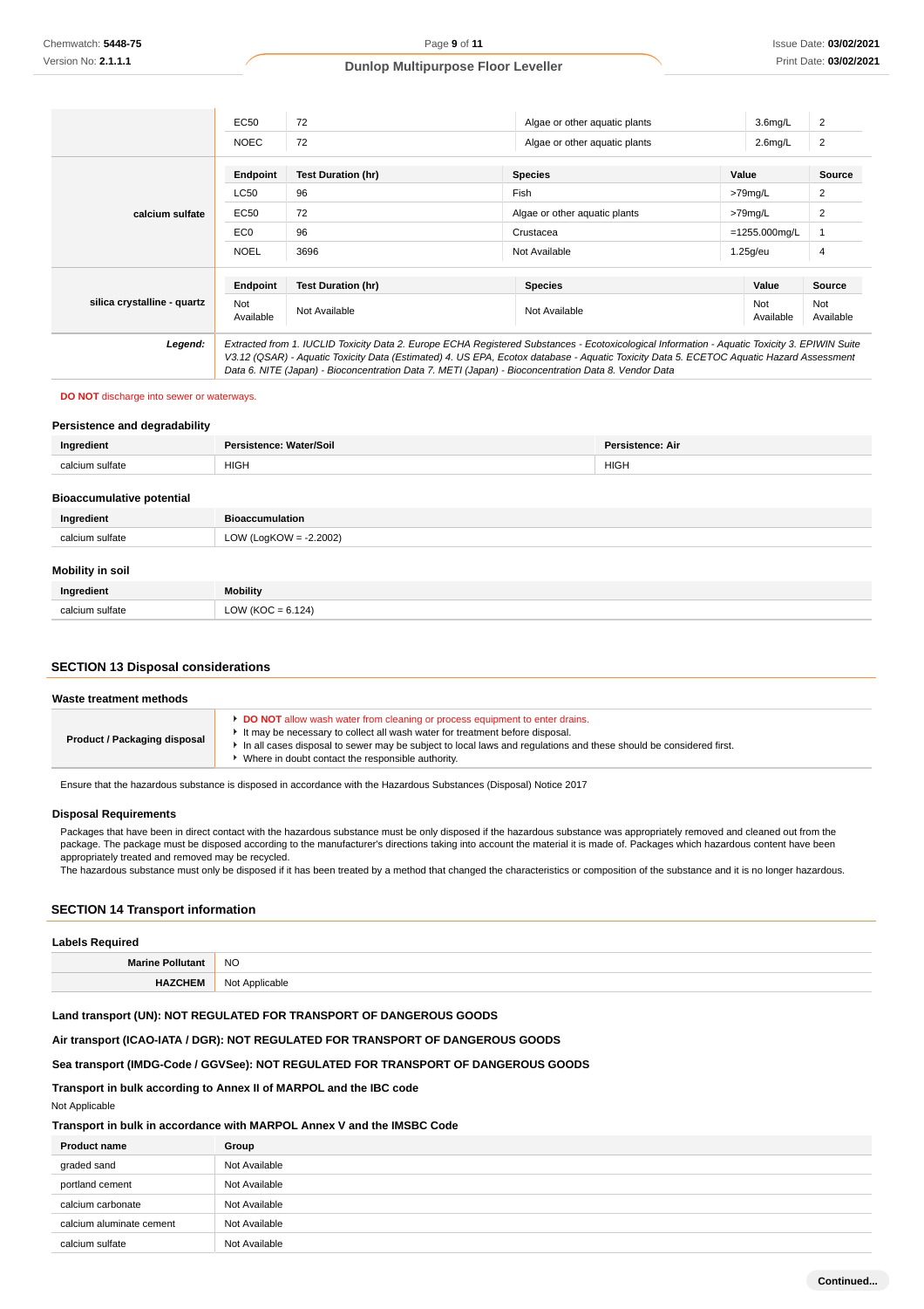| | Endpoint | Test Duration (hr) | Species | Value | Source |
|---|---|---|---|---|---|
| | EC50 | 72 | Algae or other aquatic plants | 3.6mg/L | 2 |
| | NOEC | 72 | Algae or other aquatic plants | 2.6mg/L | 2 |
| **calcium sulfate** | **Endpoint** | **Test Duration (hr)** | **Species** | **Value** | **Source** |
| | LC50 | 96 | Fish | >79mg/L | 2 |
| | EC50 | 72 | Algae or other aquatic plants | >79mg/L | 2 |
| | EC0 | 96 | Crustacea | =1255.000mg/L | 1 |
| | NOEL | 3696 | Not Available | 1.25g/eu | 4 |
| **silica crystalline - quartz** | **Endpoint** | **Test Duration (hr)** | **Species** | **Value** | **Source** |
| | Not Available | Not Available | Not Available | Not Available | Not Available |
| ***Legend:*** | *Extracted from 1. IUCLID Toxicity Data 2. Europe ECHA Registered Substances - Ecotoxicological Information - Aquatic Toxicity 3. EPIWIN Suite V3.12 (QSAR) - Aquatic Toxicity Data (Estimated) 4. US EPA, Ecotox database - Aquatic Toxicity Data 5. ECETOC Aquatic Hazard Assessment Data 6. NITE (Japan) - Bioconcentration Data 7. METI (Japan) - Bioconcentration Data 8. Vendor Data* | | | | |

**DO NOT** discharge into sewer or waterways.

### Persistence and degradability

| Ingredient | Persistence: Water/Soil | Persistence: Air |
|---|---|---|
| calcium sulfate | HIGH | HIGH |

### Bioaccumulative potential

| Ingredient | Bioaccumulation |
|---|---|
| calcium sulfate | LOW (LogKOW = -2.2002) |

### Mobility in soil

| Ingredient | Mobility |
|---|---|
| calcium sulfate | LOW (KOC = 6.124) |

## SECTION 13 Disposal considerations

### Waste treatment methods

| | |
|---|---|
| **Product / Packaging disposal** | - **DO NOT** allow wash water from cleaning or process equipment to enter drains.<br>- It may be necessary to collect all wash water for treatment before disposal.<br>- In all cases disposal to sewer may be subject to local laws and regulations and these should be considered first.<br>- Where in doubt contact the responsible authority. |

Ensure that the hazardous substance is disposed in accordance with the Hazardous Substances (Disposal) Notice 2017

### Disposal Requirements

Packages that have been in direct contact with the hazardous substance must be only disposed if the hazardous substance was appropriately removed and cleaned out from the package. The package must be disposed according to the manufacturer's directions taking into account the material it is made of. Packages which hazardous content have been appropriately treated and removed may be recycled.
The hazardous substance must only be disposed if it has been treated by a method that changed the characteristics or composition of the substance and it is no longer hazardous.

## SECTION 14 Transport information

### Labels Required

| | |
|---|---|
| **Marine Pollutant** | NO |
| **HAZCHEM** | Not Applicable |

**Land transport (UN): NOT REGULATED FOR TRANSPORT OF DANGEROUS GOODS**

**Air transport (ICAO-IATA / DGR): NOT REGULATED FOR TRANSPORT OF DANGEROUS GOODS**

**Sea transport (IMDG-Code / GGVSee): NOT REGULATED FOR TRANSPORT OF DANGEROUS GOODS**

**Transport in bulk according to Annex II of MARPOL and the IBC code**

Not Applicable

**Transport in bulk in accordance with MARPOL Annex V and the IMSBC Code**

| Product name | Group |
|---|---|
| graded sand | Not Available |
| portland cement | Not Available |
| calcium carbonate | Not Available |
| calcium aluminate cement | Not Available |
| calcium sulfate | Not Available |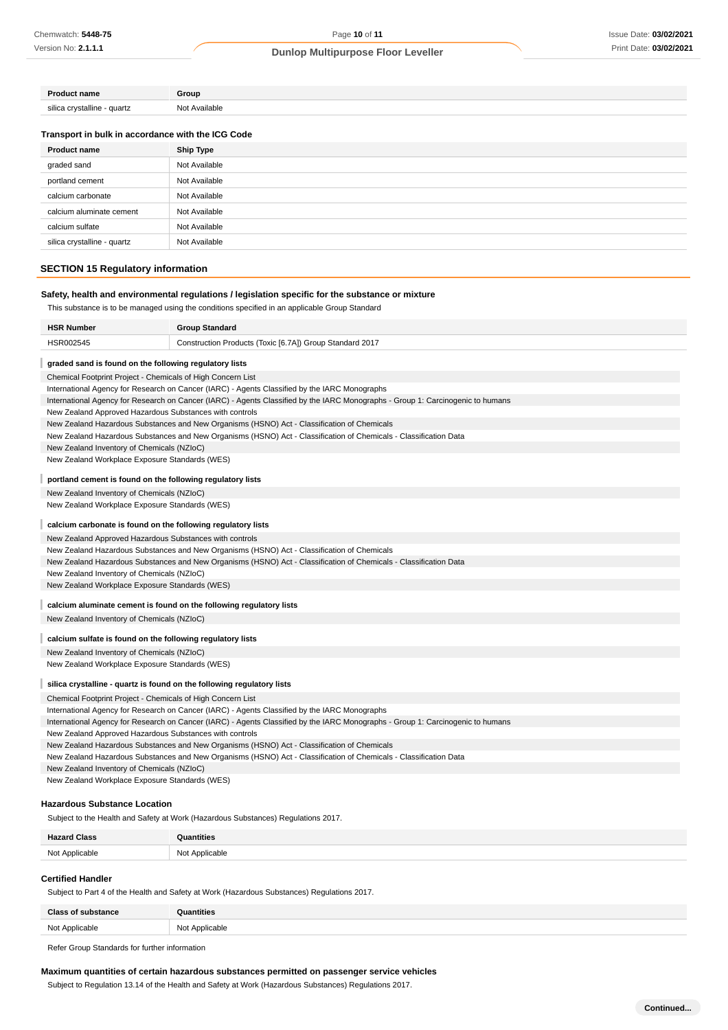| Product name | Group |
| --- | --- |
| silica crystalline - quartz | Not Available |

### Transport in bulk in accordance with the ICG Code

| Product name | Ship Type |
| --- | --- |
| graded sand | Not Available |
| portland cement | Not Available |
| calcium carbonate | Not Available |
| calcium aluminate cement | Not Available |
| calcium sulfate | Not Available |
| silica crystalline - quartz | Not Available |

## SECTION 15 Regulatory information

### Safety, health and environmental regulations / legislation specific for the substance or mixture

This substance is to be managed using the conditions specified in an applicable Group Standard

| HSR Number | Group Standard |
| --- | --- |
| HSR002545 | Construction Products (Toxic [6.7A]) Group Standard 2017 |

**graded sand is found on the following regulatory lists**

Chemical Footprint Project - Chemicals of High Concern List
International Agency for Research on Cancer (IARC) - Agents Classified by the IARC Monographs
International Agency for Research on Cancer (IARC) - Agents Classified by the IARC Monographs - Group 1: Carcinogenic to humans
New Zealand Approved Hazardous Substances with controls
New Zealand Hazardous Substances and New Organisms (HSNO) Act - Classification of Chemicals
New Zealand Hazardous Substances and New Organisms (HSNO) Act - Classification of Chemicals - Classification Data
New Zealand Inventory of Chemicals (NZIoC)
New Zealand Workplace Exposure Standards (WES)

**portland cement is found on the following regulatory lists**

New Zealand Inventory of Chemicals (NZIoC)
New Zealand Workplace Exposure Standards (WES)

**calcium carbonate is found on the following regulatory lists**

New Zealand Approved Hazardous Substances with controls
New Zealand Hazardous Substances and New Organisms (HSNO) Act - Classification of Chemicals
New Zealand Hazardous Substances and New Organisms (HSNO) Act - Classification of Chemicals - Classification Data
New Zealand Inventory of Chemicals (NZIoC)
New Zealand Workplace Exposure Standards (WES)

**calcium aluminate cement is found on the following regulatory lists**

New Zealand Inventory of Chemicals (NZIoC)

**calcium sulfate is found on the following regulatory lists**

New Zealand Inventory of Chemicals (NZIoC)
New Zealand Workplace Exposure Standards (WES)

**silica crystalline - quartz is found on the following regulatory lists**

Chemical Footprint Project - Chemicals of High Concern List
International Agency for Research on Cancer (IARC) - Agents Classified by the IARC Monographs
International Agency for Research on Cancer (IARC) - Agents Classified by the IARC Monographs - Group 1: Carcinogenic to humans
New Zealand Approved Hazardous Substances with controls
New Zealand Hazardous Substances and New Organisms (HSNO) Act - Classification of Chemicals
New Zealand Hazardous Substances and New Organisms (HSNO) Act - Classification of Chemicals - Classification Data
New Zealand Inventory of Chemicals (NZIoC)
New Zealand Workplace Exposure Standards (WES)

### Hazardous Substance Location

Subject to the Health and Safety at Work (Hazardous Substances) Regulations 2017.

| Hazard Class | Quantities |
| --- | --- |
| Not Applicable | Not Applicable |

### Certified Handler

Subject to Part 4 of the Health and Safety at Work (Hazardous Substances) Regulations 2017.

| Class of substance | Quantities |
| --- | --- |
| Not Applicable | Not Applicable |

Refer Group Standards for further information

### Maximum quantities of certain hazardous substances permitted on passenger service vehicles

Subject to Regulation 13.14 of the Health and Safety at Work (Hazardous Substances) Regulations 2017.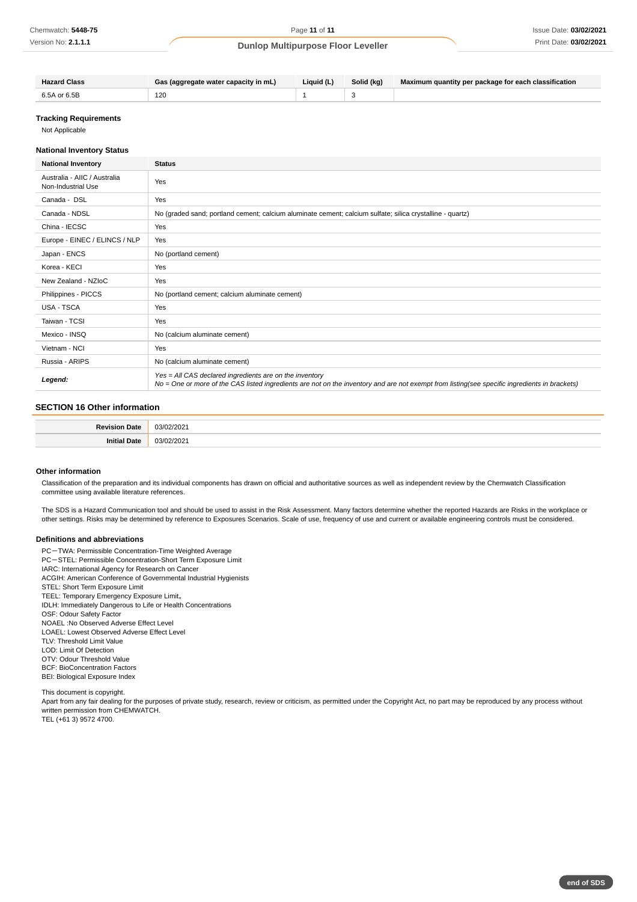| Hazard Class | Gas (aggregate water capacity in mL) | Liquid (L) | Solid (kg) | Maximum quantity per package for each classification |
|---|---|---|---|---|
| 6.5A or 6.5B | 120 | 1 | 3 | |

### Tracking Requirements

Not Applicable

### National Inventory Status

| National Inventory | Status |
|---|---|
| Australia - AIIC / Australia Non-Industrial Use | Yes |
| Canada - DSL | Yes |
| Canada - NDSL | No (graded sand; portland cement; calcium aluminate cement; calcium sulfate; silica crystalline - quartz) |
| China - IECSC | Yes |
| Europe - EINEC / ELINCS / NLP | Yes |
| Japan - ENCS | No (portland cement) |
| Korea - KECI | Yes |
| New Zealand - NZIoC | Yes |
| Philippines - PICCS | No (portland cement; calcium aluminate cement) |
| USA - TSCA | Yes |
| Taiwan - TCSI | Yes |
| Mexico - INSQ | No (calcium aluminate cement) |
| Vietnam - NCI | Yes |
| Russia - ARIPS | No (calcium aluminate cement) |
| ***Legend:*** | *Yes = All CAS declared ingredients are on the inventory*<br>*No = One or more of the CAS listed ingredients are not on the inventory and are not exempt from listing(see specific ingredients in brackets)* |

## SECTION 16 Other information

| | |
|---|---|
| **Revision Date** | 03/02/2021 |
| **Initial Date** | 03/02/2021 |

### Other information

Classification of the preparation and its individual components has drawn on official and authoritative sources as well as independent review by the Chemwatch Classification committee using available literature references.

The SDS is a Hazard Communication tool and should be used to assist in the Risk Assessment. Many factors determine whether the reported Hazards are Risks in the workplace or other settings. Risks may be determined by reference to Exposures Scenarios. Scale of use, frequency of use and current or available engineering controls must be considered.

### Definitions and abbreviations

PC－TWA: Permissible Concentration-Time Weighted Average
PC－STEL: Permissible Concentration-Short Term Exposure Limit
IARC: International Agency for Research on Cancer
ACGIH: American Conference of Governmental Industrial Hygienists
STEL: Short Term Exposure Limit
TEEL: Temporary Emergency Exposure Limit。
IDLH: Immediately Dangerous to Life or Health Concentrations
OSF: Odour Safety Factor
NOAEL :No Observed Adverse Effect Level
LOAEL: Lowest Observed Adverse Effect Level
TLV: Threshold Limit Value
LOD: Limit Of Detection
OTV: Odour Threshold Value
BCF: BioConcentration Factors
BEI: Biological Exposure Index

This document is copyright.
Apart from any fair dealing for the purposes of private study, research, review or criticism, as permitted under the Copyright Act, no part may be reproduced by any process without written permission from CHEMWATCH.
TEL (+61 3) 9572 4700.

**end of SDS**